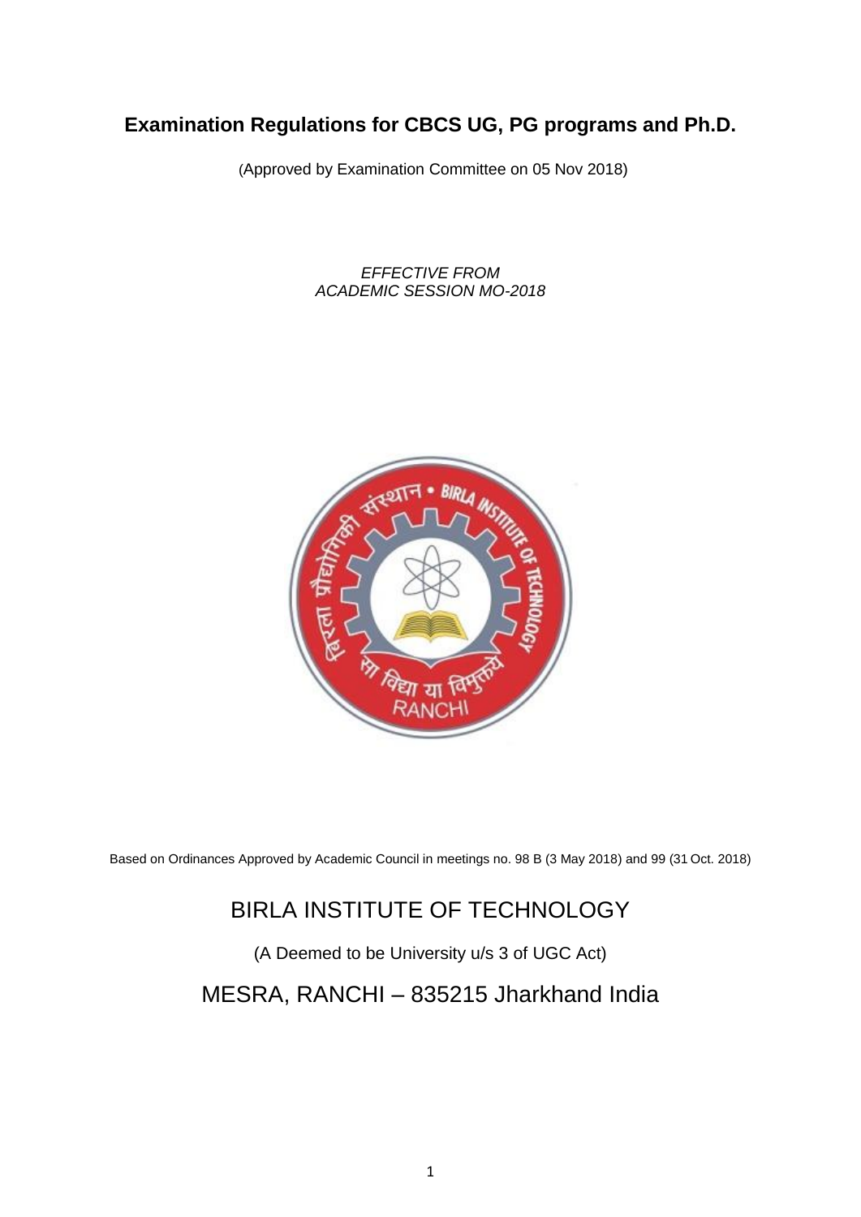# Examination Regulations for CBCS UG, PG programs and Ph.D.

(Approved by Examination Committee on 05 Nov 2018)

*EFFECTIVE FROM*
*ACADEMIC SESSION MO-2018*

Based on Ordinances Approved by Academic Council in meetings no. 98 B (3 May 2018) and 99 (31 Oct. 2018)

## BIRLA INSTITUTE OF TECHNOLOGY

(A Deemed to be University u/s 3 of UGC Act)

## MESRA, RANCHI – 835215 Jharkhand India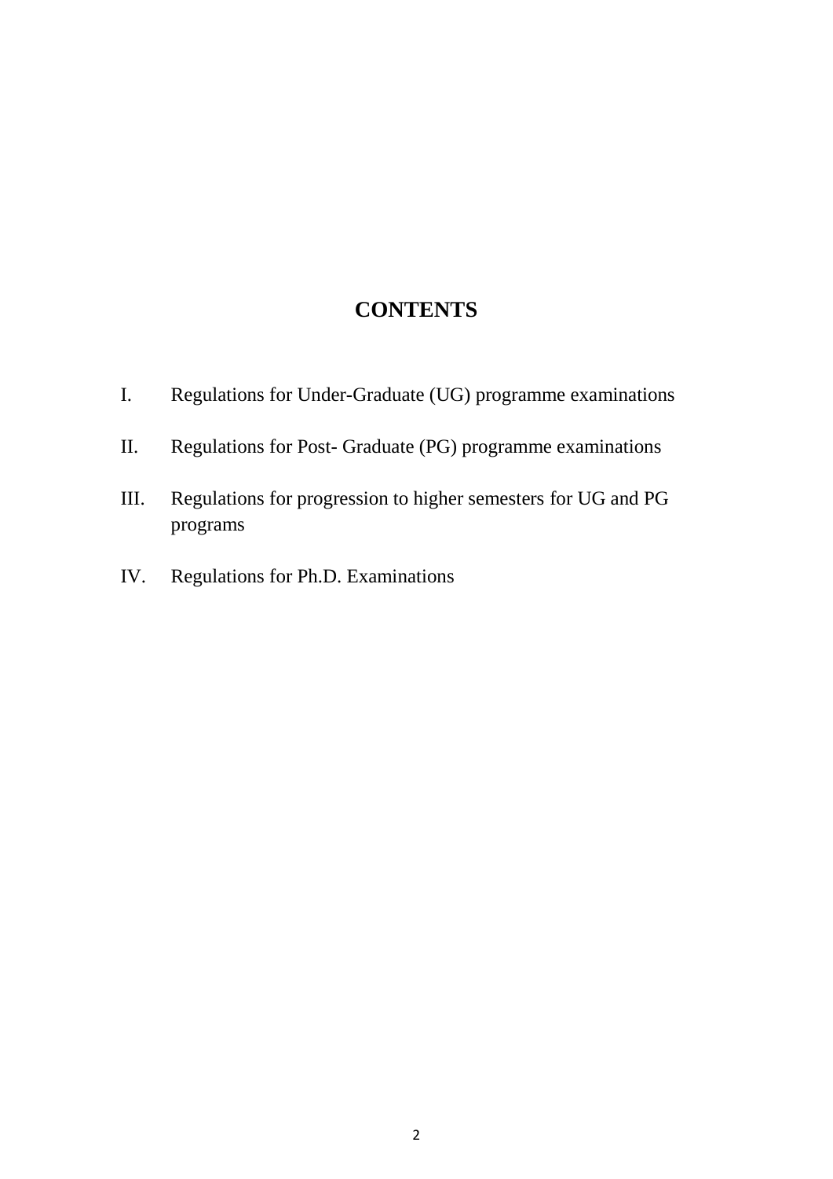# CONTENTS

I. Regulations for Under-Graduate (UG) programme examinations

II. Regulations for Post- Graduate (PG) programme examinations

III. Regulations for progression to higher semesters for UG and PG programs

IV. Regulations for Ph.D. Examinations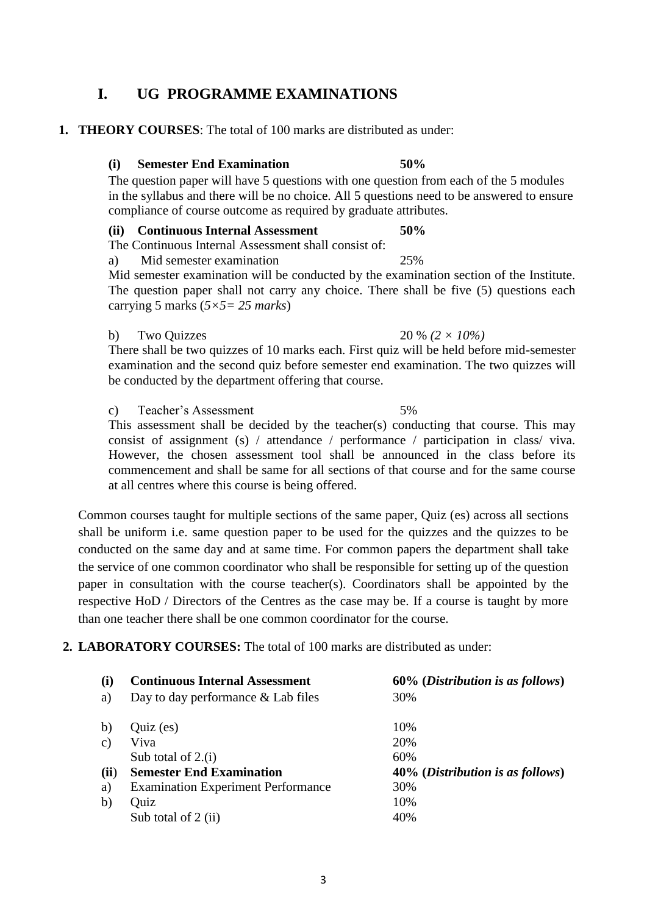# I. UG PROGRAMME EXAMINATIONS

**1. THEORY COURSES**: The total of 100 marks are distributed as under:

**(i) Semester End Examination** **50%**

The question paper will have 5 questions with one question from each of the 5 modules in the syllabus and there will be no choice. All 5 questions need to be answered to ensure compliance of course outcome as required by graduate attributes.

**(ii) Continuous Internal Assessment** **50%**

The Continuous Internal Assessment shall consist of:

a) Mid semester examination 25%

Mid semester examination will be conducted by the examination section of the Institute. The question paper shall not carry any choice. There shall be five (5) questions each carrying 5 marks (*5×5= 25 marks*)

b) Two Quizzes 20 % *(2 × 10%)*

There shall be two quizzes of 10 marks each. First quiz will be held before mid-semester examination and the second quiz before semester end examination. The two quizzes will be conducted by the department offering that course.

c) Teacher's Assessment 5%

This assessment shall be decided by the teacher(s) conducting that course. This may consist of assignment (s) / attendance / performance / participation in class/ viva. However, the chosen assessment tool shall be announced in the class before its commencement and shall be same for all sections of that course and for the same course at all centres where this course is being offered.

Common courses taught for multiple sections of the same paper, Quiz (es) across all sections shall be uniform i.e. same question paper to be used for the quizzes and the quizzes to be conducted on the same day and at same time. For common papers the department shall take the service of one common coordinator who shall be responsible for setting up of the question paper in consultation with the course teacher(s). Coordinators shall be appointed by the respective HoD / Directors of the Centres as the case may be. If a course is taught by more than one teacher there shall be one common coordinator for the course.

**2. LABORATORY COURSES:** The total of 100 marks are distributed as under:

| | | |
|---|---|---|
| **(i)** | **Continuous Internal Assessment** | **60% (*Distribution is as follows*)** |
| a) | Day to day performance & Lab files | 30% |
| b) | Quiz (es) | 10% |
| c) | Viva | 20% |
| | Sub total of 2.(i) | 60% |
| **(ii)** | **Semester End Examination** | **40% (*Distribution is as follows*)** |
| a) | Examination Experiment Performance | 30% |
| b) | Quiz | 10% |
| | Sub total of 2 (ii) | 40% |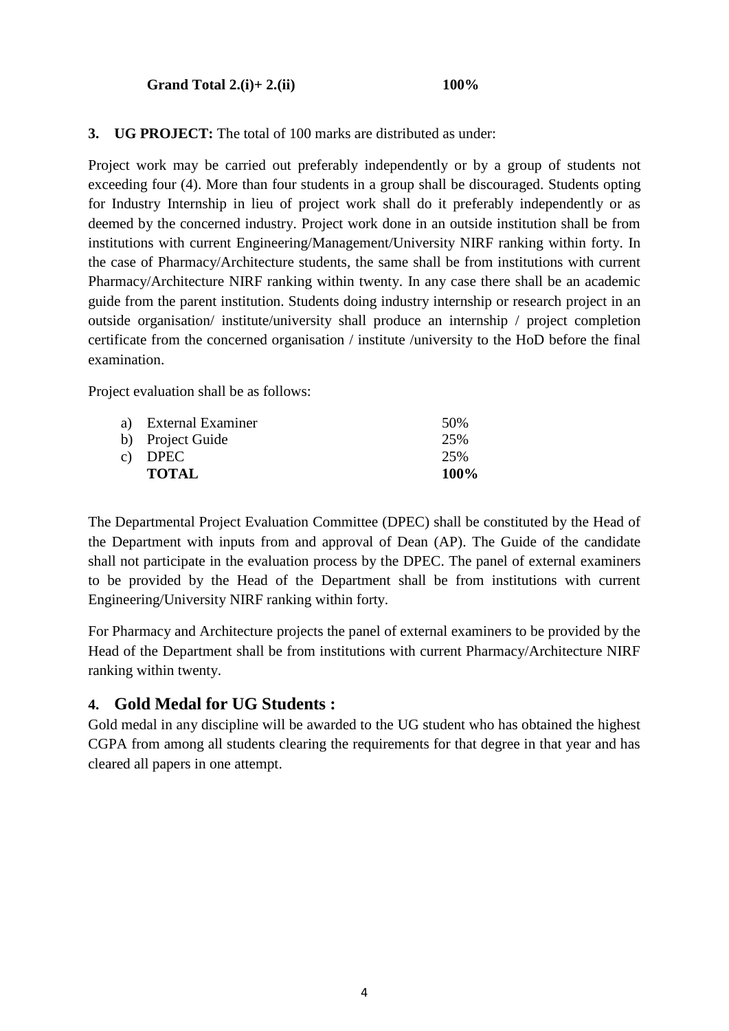**Grand Total 2.(i)+ 2.(ii)** **100%**

**3. UG PROJECT:** The total of 100 marks are distributed as under:

Project work may be carried out preferably independently or by a group of students not exceeding four (4). More than four students in a group shall be discouraged. Students opting for Industry Internship in lieu of project work shall do it preferably independently or as deemed by the concerned industry. Project work done in an outside institution shall be from institutions with current Engineering/Management/University NIRF ranking within forty. In the case of Pharmacy/Architecture students, the same shall be from institutions with current Pharmacy/Architecture NIRF ranking within twenty. In any case there shall be an academic guide from the parent institution. Students doing industry internship or research project in an outside organisation/ institute/university shall produce an internship / project completion certificate from the concerned organisation / institute /university to the HoD before the final examination.

Project evaluation shall be as follows:

| | |
|---|---|
| a) External Examiner | 50% |
| b) Project Guide | 25% |
| c) DPEC | 25% |
| **TOTAL** | **100%** |

The Departmental Project Evaluation Committee (DPEC) shall be constituted by the Head of the Department with inputs from and approval of Dean (AP). The Guide of the candidate shall not participate in the evaluation process by the DPEC. The panel of external examiners to be provided by the Head of the Department shall be from institutions with current Engineering/University NIRF ranking within forty.

For Pharmacy and Architecture projects the panel of external examiners to be provided by the Head of the Department shall be from institutions with current Pharmacy/Architecture NIRF ranking within twenty.

## 4. Gold Medal for UG Students :

Gold medal in any discipline will be awarded to the UG student who has obtained the highest CGPA from among all students clearing the requirements for that degree in that year and has cleared all papers in one attempt.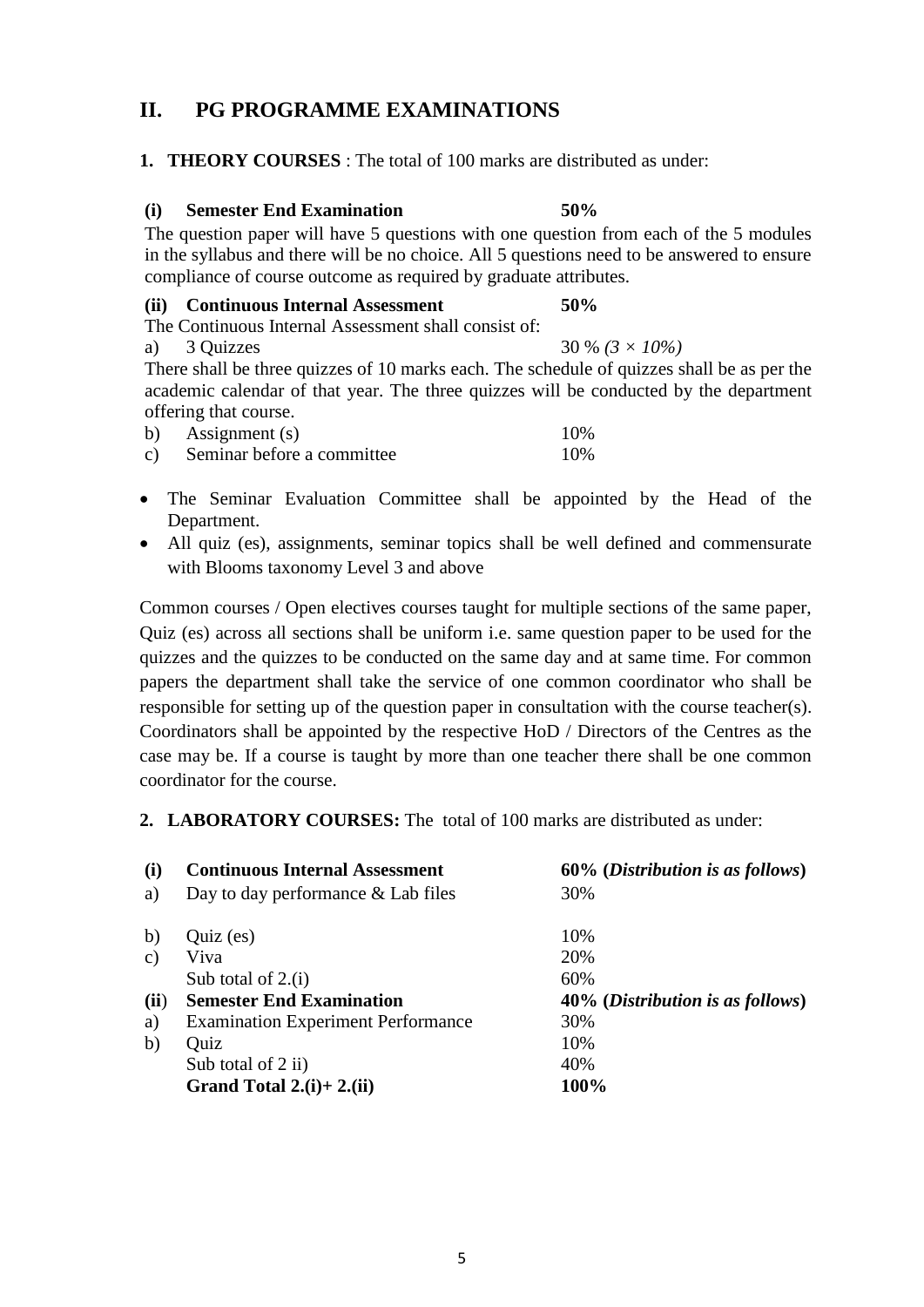## II. PG PROGRAMME EXAMINATIONS

**1. THEORY COURSES** : The total of 100 marks are distributed as under:

**(i) Semester End Examination** **50%**

The question paper will have 5 questions with one question from each of the 5 modules in the syllabus and there will be no choice. All 5 questions need to be answered to ensure compliance of course outcome as required by graduate attributes.

**(ii) Continuous Internal Assessment** **50%**

The Continuous Internal Assessment shall consist of:

a) 3 Quizzes 30 % *(3 × 10%)*

There shall be three quizzes of 10 marks each. The schedule of quizzes shall be as per the academic calendar of that year. The three quizzes will be conducted by the department offering that course.

b) Assignment (s) 10%

c) Seminar before a committee 10%

- The Seminar Evaluation Committee shall be appointed by the Head of the Department.
- All quiz (es), assignments, seminar topics shall be well defined and commensurate with Blooms taxonomy Level 3 and above

Common courses / Open electives courses taught for multiple sections of the same paper, Quiz (es) across all sections shall be uniform i.e. same question paper to be used for the quizzes and the quizzes to be conducted on the same day and at same time. For common papers the department shall take the service of one common coordinator who shall be responsible for setting up of the question paper in consultation with the course teacher(s). Coordinators shall be appointed by the respective HoD / Directors of the Centres as the case may be. If a course is taught by more than one teacher there shall be one common coordinator for the course.

**2. LABORATORY COURSES:** The total of 100 marks are distributed as under:

| | | |
|---|---|---|
| **(i)** | **Continuous Internal Assessment** | **60% (*Distribution is as follows*)** |
| a) | Day to day performance & Lab files | 30% |
| b) | Quiz (es) | 10% |
| c) | Viva | 20% |
| | Sub total of 2.(i) | 60% |
| **(ii)** | **Semester End Examination** | **40% (*Distribution is as follows*)** |
| a) | Examination Experiment Performance | 30% |
| b) | Quiz | 10% |
| | Sub total of 2 ii) | 40% |
| | **Grand Total 2.(i)+ 2.(ii)** | **100%** |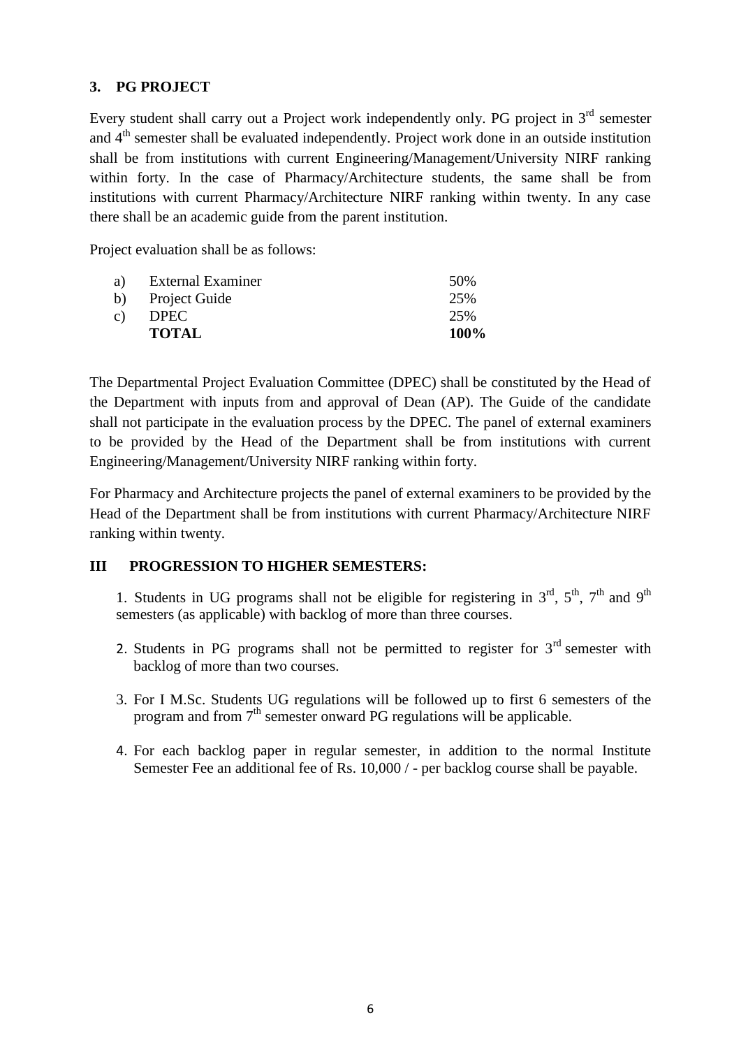### 3. PG PROJECT

Every student shall carry out a Project work independently only. PG project in 3rd semester and 4th semester shall be evaluated independently. Project work done in an outside institution shall be from institutions with current Engineering/Management/University NIRF ranking within forty. In the case of Pharmacy/Architecture students, the same shall be from institutions with current Pharmacy/Architecture NIRF ranking within twenty. In any case there shall be an academic guide from the parent institution.

Project evaluation shall be as follows:

| | | |
|---|---|---|
| a) | External Examiner | 50% |
| b) | Project Guide | 25% |
| c) | DPEC | 25% |
| | **TOTAL** | **100%** |

The Departmental Project Evaluation Committee (DPEC) shall be constituted by the Head of the Department with inputs from and approval of Dean (AP). The Guide of the candidate shall not participate in the evaluation process by the DPEC. The panel of external examiners to be provided by the Head of the Department shall be from institutions with current Engineering/Management/University NIRF ranking within forty.

For Pharmacy and Architecture projects the panel of external examiners to be provided by the Head of the Department shall be from institutions with current Pharmacy/Architecture NIRF ranking within twenty.

## III PROGRESSION TO HIGHER SEMESTERS:

1. Students in UG programs shall not be eligible for registering in 3rd, 5th, 7th and 9th semesters (as applicable) with backlog of more than three courses.
2. Students in PG programs shall not be permitted to register for 3rd semester with backlog of more than two courses.
3. For I M.Sc. Students UG regulations will be followed up to first 6 semesters of the program and from 7th semester onward PG regulations will be applicable.
4. For each backlog paper in regular semester, in addition to the normal Institute Semester Fee an additional fee of Rs. 10,000 / - per backlog course shall be payable.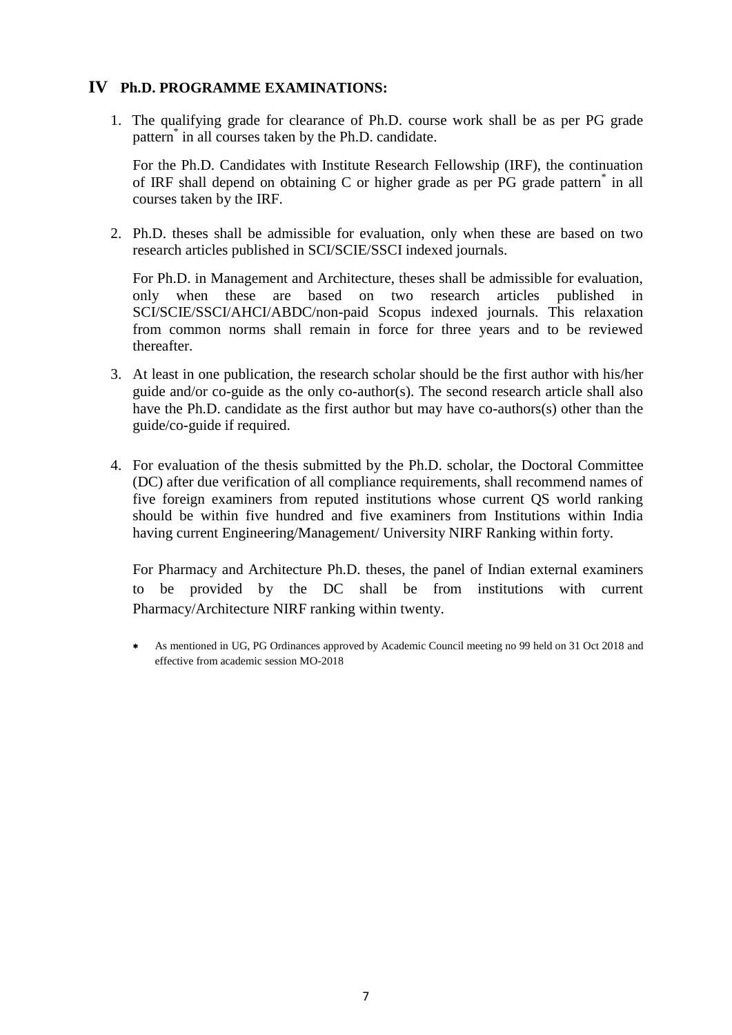## IV Ph.D. PROGRAMME EXAMINATIONS:

1. The qualifying grade for clearance of Ph.D. course work shall be as per PG grade pattern* in all courses taken by the Ph.D. candidate.

   For the Ph.D. Candidates with Institute Research Fellowship (IRF), the continuation of IRF shall depend on obtaining C or higher grade as per PG grade pattern* in all courses taken by the IRF.

2. Ph.D. theses shall be admissible for evaluation, only when these are based on two research articles published in SCI/SCIE/SSCI indexed journals.

   For Ph.D. in Management and Architecture, theses shall be admissible for evaluation, only when these are based on two research articles published in SCI/SCIE/SSCI/AHCI/ABDC/non-paid Scopus indexed journals. This relaxation from common norms shall remain in force for three years and to be reviewed thereafter.

3. At least in one publication, the research scholar should be the first author with his/her guide and/or co-guide as the only co-author(s). The second research article shall also have the Ph.D. candidate as the first author but may have co-authors(s) other than the guide/co-guide if required.

4. For evaluation of the thesis submitted by the Ph.D. scholar, the Doctoral Committee (DC) after due verification of all compliance requirements, shall recommend names of five foreign examiners from reputed institutions whose current QS world ranking should be within five hundred and five examiners from Institutions within India having current Engineering/Management/ University NIRF Ranking within forty.

   For Pharmacy and Architecture Ph.D. theses, the panel of Indian external examiners to be provided by the DC shall be from institutions with current Pharmacy/Architecture NIRF ranking within twenty.

* As mentioned in UG, PG Ordinances approved by Academic Council meeting no 99 held on 31 Oct 2018 and effective from academic session MO-2018